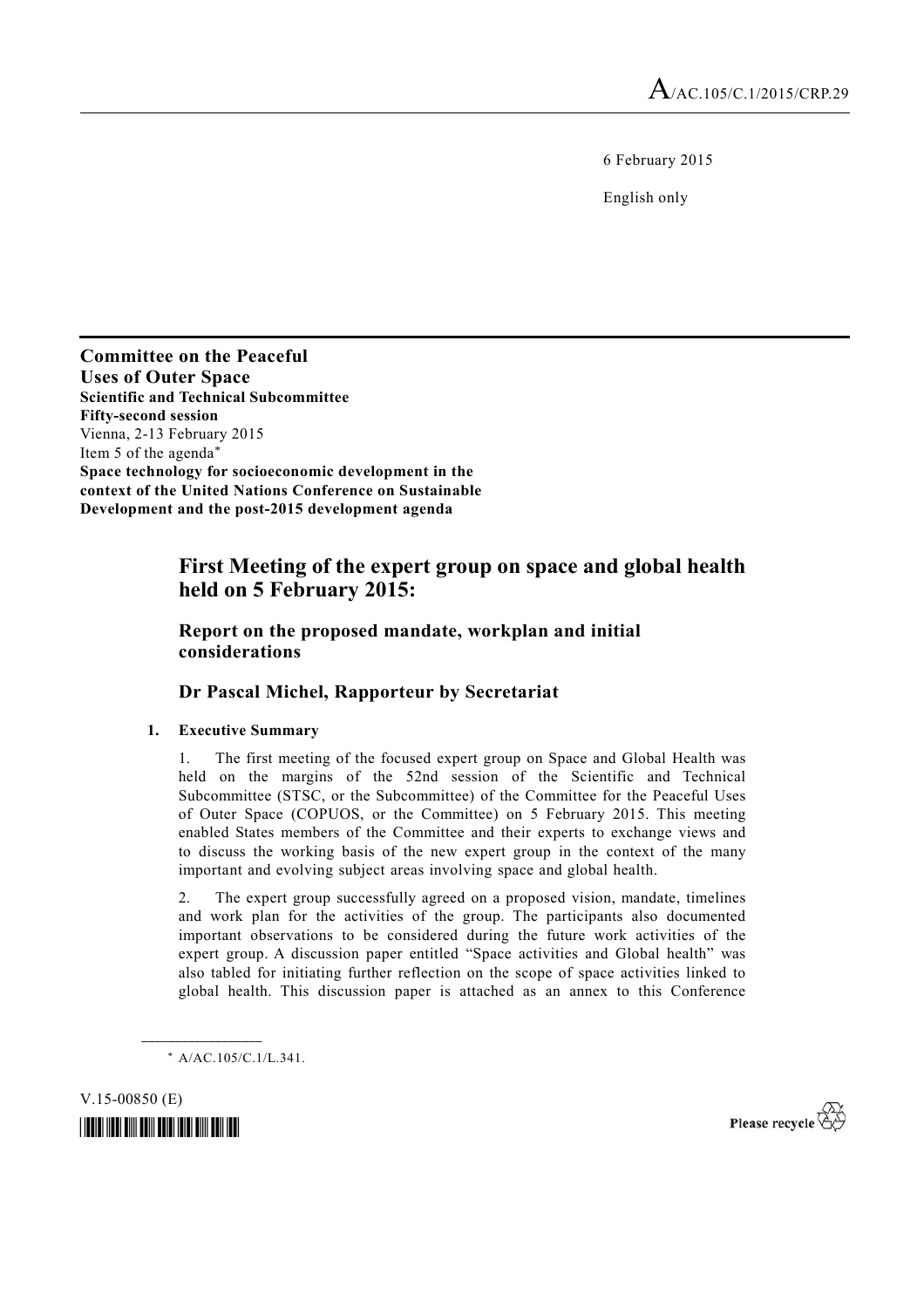A/AC.105/C.1/2015/CRP.29

6 February 2015

English only

**Committee on the Peaceful Uses of Outer Space**
**Scientific and Technical Subcommittee**
**Fifty-second session**
Vienna, 2-13 February 2015
Item 5 of the agenda*
**Space technology for socioeconomic development in the context of the United Nations Conference on Sustainable Development and the post-2015 development agenda**

# First Meeting of the expert group on space and global health held on 5 February 2015:

## Report on the proposed mandate, workplan and initial considerations

## Dr Pascal Michel, Rapporteur by Secretariat

### 1. Executive Summary

1. The first meeting of the focused expert group on Space and Global Health was held on the margins of the 52nd session of the Scientific and Technical Subcommittee (STSC, or the Subcommittee) of the Committee for the Peaceful Uses of Outer Space (COPUOS, or the Committee) on 5 February 2015. This meeting enabled States members of the Committee and their experts to exchange views and to discuss the working basis of the new expert group in the context of the many important and evolving subject areas involving space and global health.

2. The expert group successfully agreed on a proposed vision, mandate, timelines and work plan for the activities of the group. The participants also documented important observations to be considered during the future work activities of the expert group. A discussion paper entitled "Space activities and Global health" was also tabled for initiating further reflection on the scope of space activities linked to global health. This discussion paper is attached as an annex to this Conference

---

* A/AC.105/C.1/L.341.

V.15-00850 (E)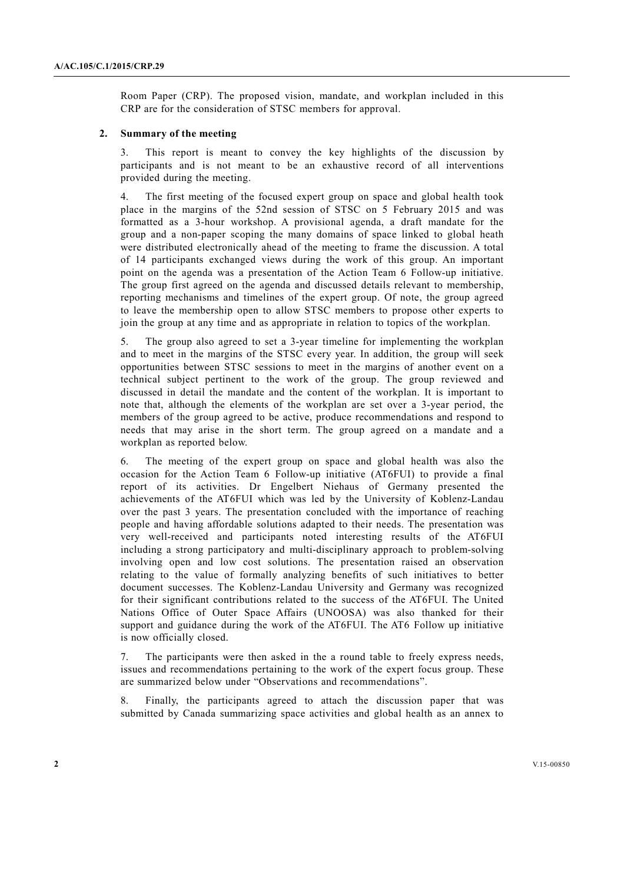Room Paper (CRP). The proposed vision, mandate, and workplan included in this CRP are for the consideration of STSC members for approval.

## 2. Summary of the meeting

3. This report is meant to convey the key highlights of the discussion by participants and is not meant to be an exhaustive record of all interventions provided during the meeting.

4. The first meeting of the focused expert group on space and global health took place in the margins of the 52nd session of STSC on 5 February 2015 and was formatted as a 3-hour workshop. A provisional agenda, a draft mandate for the group and a non-paper scoping the many domains of space linked to global heath were distributed electronically ahead of the meeting to frame the discussion. A total of 14 participants exchanged views during the work of this group. An important point on the agenda was a presentation of the Action Team 6 Follow-up initiative. The group first agreed on the agenda and discussed details relevant to membership, reporting mechanisms and timelines of the expert group. Of note, the group agreed to leave the membership open to allow STSC members to propose other experts to join the group at any time and as appropriate in relation to topics of the workplan.

5. The group also agreed to set a 3-year timeline for implementing the workplan and to meet in the margins of the STSC every year. In addition, the group will seek opportunities between STSC sessions to meet in the margins of another event on a technical subject pertinent to the work of the group. The group reviewed and discussed in detail the mandate and the content of the workplan. It is important to note that, although the elements of the workplan are set over a 3-year period, the members of the group agreed to be active, produce recommendations and respond to needs that may arise in the short term. The group agreed on a mandate and a workplan as reported below.

6. The meeting of the expert group on space and global health was also the occasion for the Action Team 6 Follow-up initiative (AT6FUI) to provide a final report of its activities. Dr Engelbert Niehaus of Germany presented the achievements of the AT6FUI which was led by the University of Koblenz-Landau over the past 3 years. The presentation concluded with the importance of reaching people and having affordable solutions adapted to their needs. The presentation was very well-received and participants noted interesting results of the AT6FUI including a strong participatory and multi-disciplinary approach to problem-solving involving open and low cost solutions. The presentation raised an observation relating to the value of formally analyzing benefits of such initiatives to better document successes. The Koblenz-Landau University and Germany was recognized for their significant contributions related to the success of the AT6FUI. The United Nations Office of Outer Space Affairs (UNOOSA) was also thanked for their support and guidance during the work of the AT6FUI. The AT6 Follow up initiative is now officially closed.

7. The participants were then asked in the a round table to freely express needs, issues and recommendations pertaining to the work of the expert focus group. These are summarized below under "Observations and recommendations".

8. Finally, the participants agreed to attach the discussion paper that was submitted by Canada summarizing space activities and global health as an annex to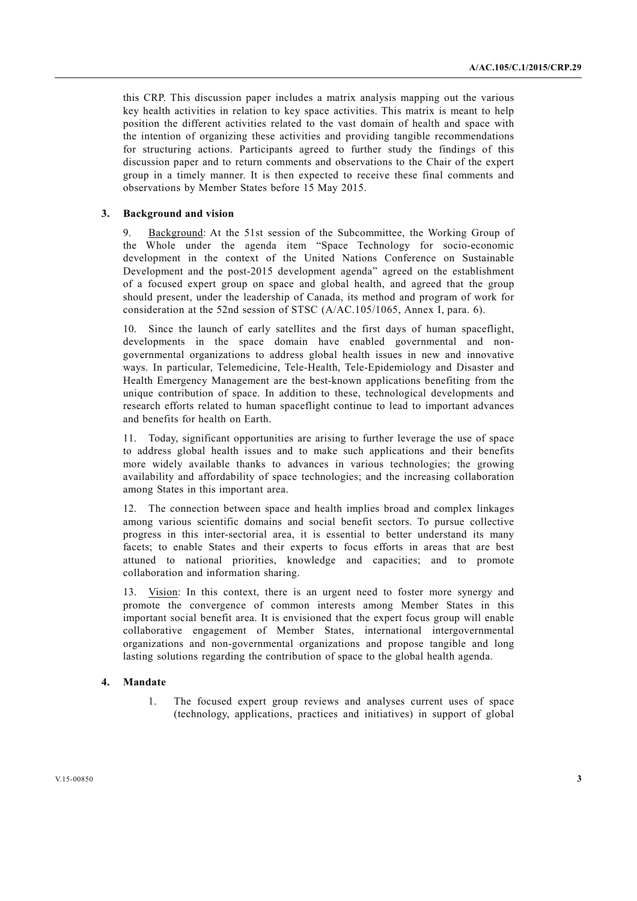this CRP. This discussion paper includes a matrix analysis mapping out the various key health activities in relation to key space activities. This matrix is meant to help position the different activities related to the vast domain of health and space with the intention of organizing these activities and providing tangible recommendations for structuring actions. Participants agreed to further study the findings of this discussion paper and to return comments and observations to the Chair of the expert group in a timely manner. It is then expected to receive these final comments and observations by Member States before 15 May 2015.

### 3. Background and vision

9. Background: At the 51st session of the Subcommittee, the Working Group of the Whole under the agenda item "Space Technology for socio-economic development in the context of the United Nations Conference on Sustainable Development and the post-2015 development agenda" agreed on the establishment of a focused expert group on space and global health, and agreed that the group should present, under the leadership of Canada, its method and program of work for consideration at the 52nd session of STSC (A/AC.105/1065, Annex I, para. 6).

10. Since the launch of early satellites and the first days of human spaceflight, developments in the space domain have enabled governmental and non-governmental organizations to address global health issues in new and innovative ways. In particular, Telemedicine, Tele-Health, Tele-Epidemiology and Disaster and Health Emergency Management are the best-known applications benefiting from the unique contribution of space. In addition to these, technological developments and research efforts related to human spaceflight continue to lead to important advances and benefits for health on Earth.

11. Today, significant opportunities are arising to further leverage the use of space to address global health issues and to make such applications and their benefits more widely available thanks to advances in various technologies; the growing availability and affordability of space technologies; and the increasing collaboration among States in this important area.

12. The connection between space and health implies broad and complex linkages among various scientific domains and social benefit sectors. To pursue collective progress in this inter-sectorial area, it is essential to better understand its many facets; to enable States and their experts to focus efforts in areas that are best attuned to national priorities, knowledge and capacities; and to promote collaboration and information sharing.

13. Vision: In this context, there is an urgent need to foster more synergy and promote the convergence of common interests among Member States in this important social benefit area. It is envisioned that the expert focus group will enable collaborative engagement of Member States, international intergovernmental organizations and non-governmental organizations and propose tangible and long lasting solutions regarding the contribution of space to the global health agenda.

### 4. Mandate

1. The focused expert group reviews and analyses current uses of space (technology, applications, practices and initiatives) in support of global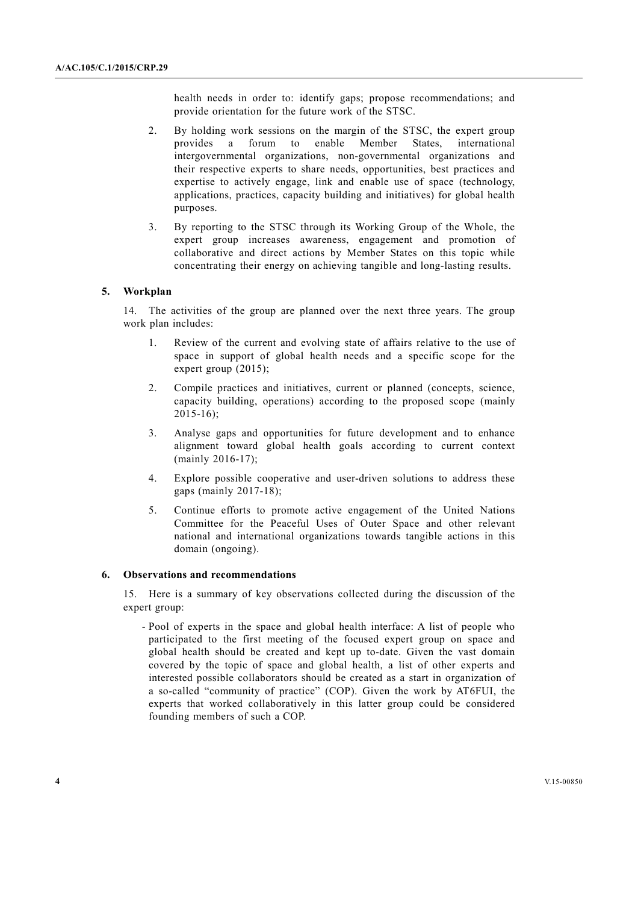health needs in order to: identify gaps; propose recommendations; and provide orientation for the future work of the STSC.

2. By holding work sessions on the margin of the STSC, the expert group provides a forum to enable Member States, international intergovernmental organizations, non-governmental organizations and their respective experts to share needs, opportunities, best practices and expertise to actively engage, link and enable use of space (technology, applications, practices, capacity building and initiatives) for global health purposes.

3. By reporting to the STSC through its Working Group of the Whole, the expert group increases awareness, engagement and promotion of collaborative and direct actions by Member States on this topic while concentrating their energy on achieving tangible and long-lasting results.

### 5. Workplan

14. The activities of the group are planned over the next three years. The group work plan includes:

1. Review of the current and evolving state of affairs relative to the use of space in support of global health needs and a specific scope for the expert group (2015);

2. Compile practices and initiatives, current or planned (concepts, science, capacity building, operations) according to the proposed scope (mainly 2015-16);

3. Analyse gaps and opportunities for future development and to enhance alignment toward global health goals according to current context (mainly 2016-17);

4. Explore possible cooperative and user-driven solutions to address these gaps (mainly 2017-18);

5. Continue efforts to promote active engagement of the United Nations Committee for the Peaceful Uses of Outer Space and other relevant national and international organizations towards tangible actions in this domain (ongoing).

### 6. Observations and recommendations

15. Here is a summary of key observations collected during the discussion of the expert group:

- Pool of experts in the space and global health interface: A list of people who participated to the first meeting of the focused expert group on space and global health should be created and kept up to-date. Given the vast domain covered by the topic of space and global health, a list of other experts and interested possible collaborators should be created as a start in organization of a so-called "community of practice" (COP). Given the work by AT6FUI, the experts that worked collaboratively in this latter group could be considered founding members of such a COP.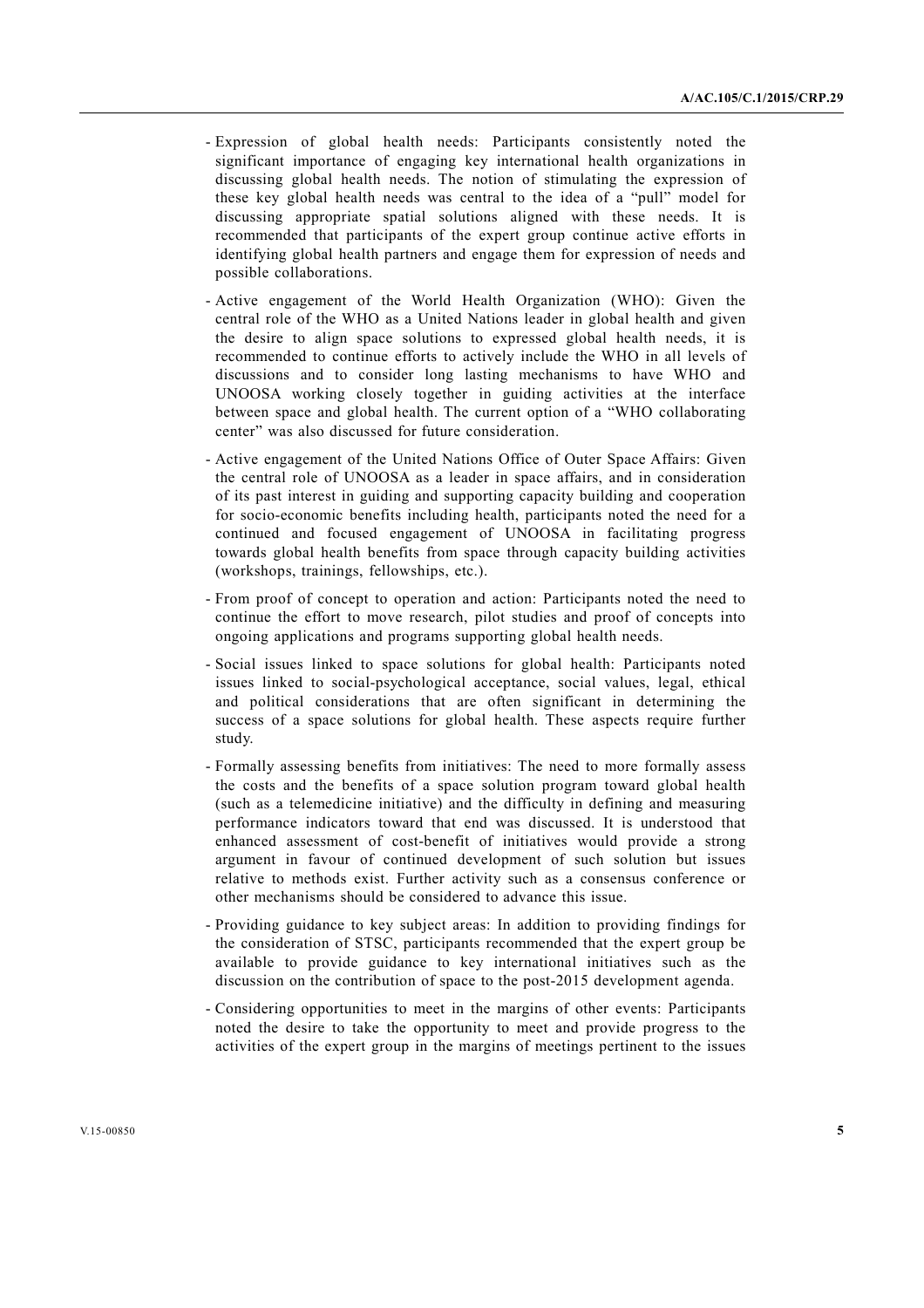- Expression of global health needs: Participants consistently noted the significant importance of engaging key international health organizations in discussing global health needs. The notion of stimulating the expression of these key global health needs was central to the idea of a "pull" model for discussing appropriate spatial solutions aligned with these needs. It is recommended that participants of the expert group continue active efforts in identifying global health partners and engage them for expression of needs and possible collaborations.

- Active engagement of the World Health Organization (WHO): Given the central role of the WHO as a United Nations leader in global health and given the desire to align space solutions to expressed global health needs, it is recommended to continue efforts to actively include the WHO in all levels of discussions and to consider long lasting mechanisms to have WHO and UNOOSA working closely together in guiding activities at the interface between space and global health. The current option of a "WHO collaborating center" was also discussed for future consideration.

- Active engagement of the United Nations Office of Outer Space Affairs: Given the central role of UNOOSA as a leader in space affairs, and in consideration of its past interest in guiding and supporting capacity building and cooperation for socio-economic benefits including health, participants noted the need for a continued and focused engagement of UNOOSA in facilitating progress towards global health benefits from space through capacity building activities (workshops, trainings, fellowships, etc.).

- From proof of concept to operation and action: Participants noted the need to continue the effort to move research, pilot studies and proof of concepts into ongoing applications and programs supporting global health needs.

- Social issues linked to space solutions for global health: Participants noted issues linked to social-psychological acceptance, social values, legal, ethical and political considerations that are often significant in determining the success of a space solutions for global health. These aspects require further study.

- Formally assessing benefits from initiatives: The need to more formally assess the costs and the benefits of a space solution program toward global health (such as a telemedicine initiative) and the difficulty in defining and measuring performance indicators toward that end was discussed. It is understood that enhanced assessment of cost-benefit of initiatives would provide a strong argument in favour of continued development of such solution but issues relative to methods exist. Further activity such as a consensus conference or other mechanisms should be considered to advance this issue.

- Providing guidance to key subject areas: In addition to providing findings for the consideration of STSC, participants recommended that the expert group be available to provide guidance to key international initiatives such as the discussion on the contribution of space to the post-2015 development agenda.

- Considering opportunities to meet in the margins of other events: Participants noted the desire to take the opportunity to meet and provide progress to the activities of the expert group in the margins of meetings pertinent to the issues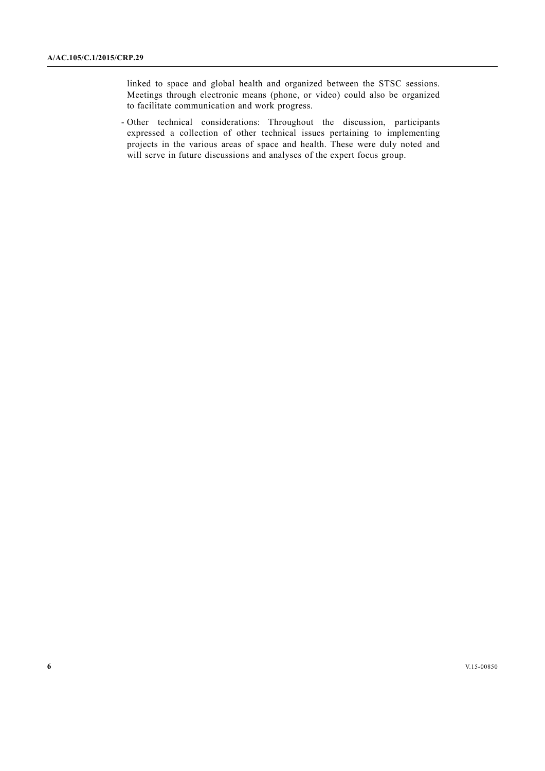linked to space and global health and organized between the STSC sessions. Meetings through electronic means (phone, or video) could also be organized to facilitate communication and work progress.

- Other technical considerations: Throughout the discussion, participants expressed a collection of other technical issues pertaining to implementing projects in the various areas of space and health. These were duly noted and will serve in future discussions and analyses of the expert focus group.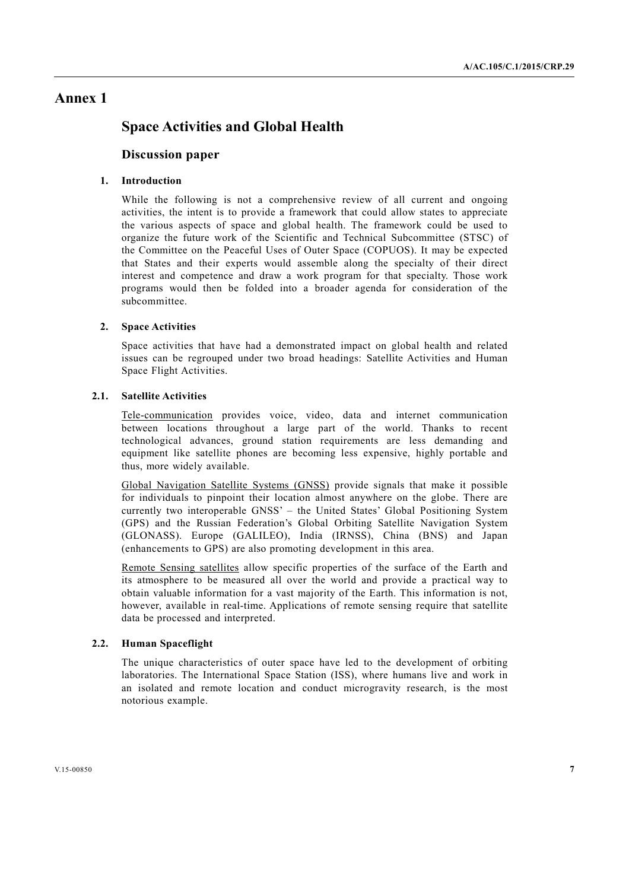# Annex 1

## Space Activities and Global Health

### Discussion paper

#### 1. Introduction

While the following is not a comprehensive review of all current and ongoing activities, the intent is to provide a framework that could allow states to appreciate the various aspects of space and global health. The framework could be used to organize the future work of the Scientific and Technical Subcommittee (STSC) of the Committee on the Peaceful Uses of Outer Space (COPUOS). It may be expected that States and their experts would assemble along the specialty of their direct interest and competence and draw a work program for that specialty. Those work programs would then be folded into a broader agenda for consideration of the subcommittee.

#### 2. Space Activities

Space activities that have had a demonstrated impact on global health and related issues can be regrouped under two broad headings: Satellite Activities and Human Space Flight Activities.

#### 2.1. Satellite Activities

Tele-communication provides voice, video, data and internet communication between locations throughout a large part of the world. Thanks to recent technological advances, ground station requirements are less demanding and equipment like satellite phones are becoming less expensive, highly portable and thus, more widely available.

Global Navigation Satellite Systems (GNSS) provide signals that make it possible for individuals to pinpoint their location almost anywhere on the globe. There are currently two interoperable GNSS' – the United States' Global Positioning System (GPS) and the Russian Federation's Global Orbiting Satellite Navigation System (GLONASS). Europe (GALILEO), India (IRNSS), China (BNS) and Japan (enhancements to GPS) are also promoting development in this area.

Remote Sensing satellites allow specific properties of the surface of the Earth and its atmosphere to be measured all over the world and provide a practical way to obtain valuable information for a vast majority of the Earth. This information is not, however, available in real-time. Applications of remote sensing require that satellite data be processed and interpreted.

#### 2.2. Human Spaceflight

The unique characteristics of outer space have led to the development of orbiting laboratories. The International Space Station (ISS), where humans live and work in an isolated and remote location and conduct microgravity research, is the most notorious example.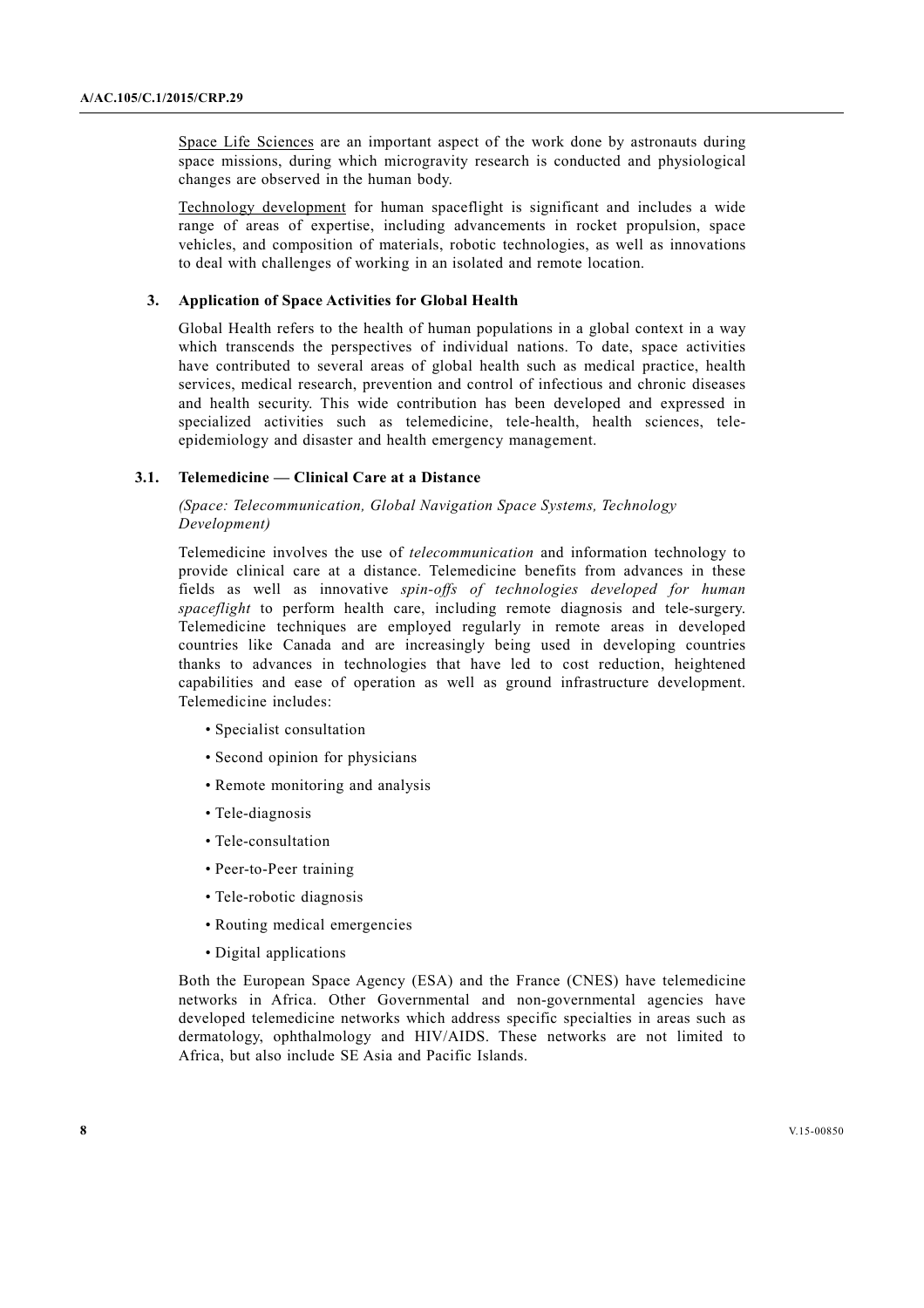Space Life Sciences are an important aspect of the work done by astronauts during space missions, during which microgravity research is conducted and physiological changes are observed in the human body.

Technology development for human spaceflight is significant and includes a wide range of areas of expertise, including advancements in rocket propulsion, space vehicles, and composition of materials, robotic technologies, as well as innovations to deal with challenges of working in an isolated and remote location.

### 3. Application of Space Activities for Global Health

Global Health refers to the health of human populations in a global context in a way which transcends the perspectives of individual nations. To date, space activities have contributed to several areas of global health such as medical practice, health services, medical research, prevention and control of infectious and chronic diseases and health security. This wide contribution has been developed and expressed in specialized activities such as telemedicine, tele-health, health sciences, tele-epidemiology and disaster and health emergency management.

#### 3.1. Telemedicine — Clinical Care at a Distance

*(Space: Telecommunication, Global Navigation Space Systems, Technology Development)*

Telemedicine involves the use of *telecommunication* and information technology to provide clinical care at a distance. Telemedicine benefits from advances in these fields as well as innovative *spin-offs of technologies developed for human spaceflight* to perform health care, including remote diagnosis and tele-surgery. Telemedicine techniques are employed regularly in remote areas in developed countries like Canada and are increasingly being used in developing countries thanks to advances in technologies that have led to cost reduction, heightened capabilities and ease of operation as well as ground infrastructure development. Telemedicine includes:

- Specialist consultation
- Second opinion for physicians
- Remote monitoring and analysis
- Tele-diagnosis
- Tele-consultation
- Peer-to-Peer training
- Tele-robotic diagnosis
- Routing medical emergencies
- Digital applications

Both the European Space Agency (ESA) and the France (CNES) have telemedicine networks in Africa. Other Governmental and non-governmental agencies have developed telemedicine networks which address specific specialties in areas such as dermatology, ophthalmology and HIV/AIDS. These networks are not limited to Africa, but also include SE Asia and Pacific Islands.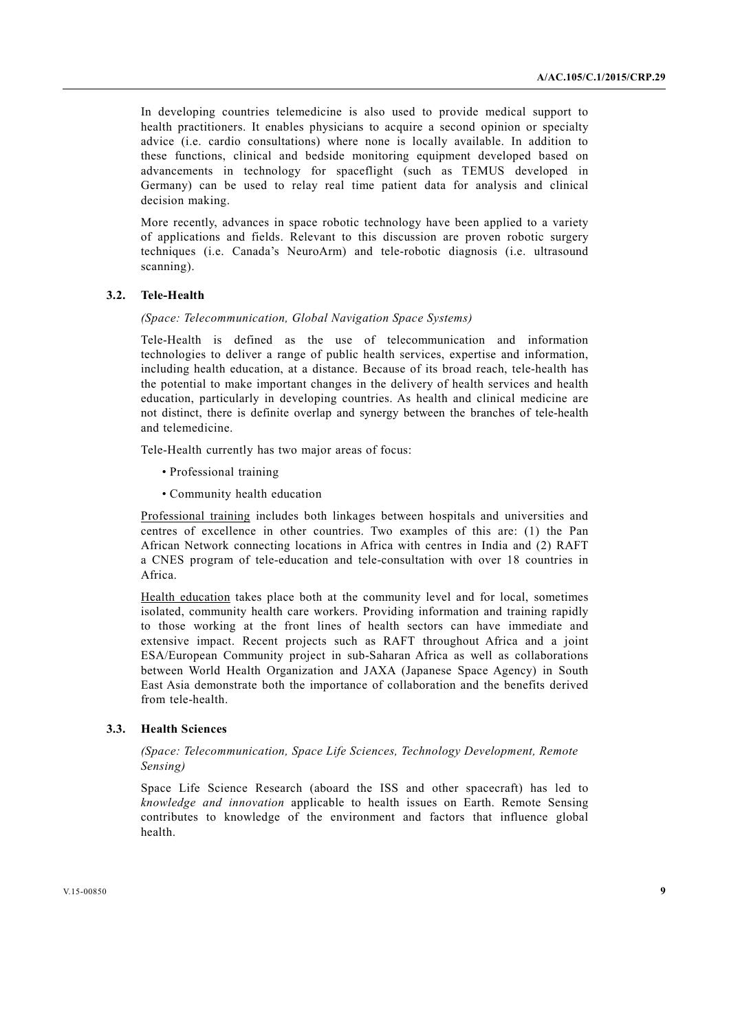In developing countries telemedicine is also used to provide medical support to health practitioners. It enables physicians to acquire a second opinion or specialty advice (i.e. cardio consultations) where none is locally available. In addition to these functions, clinical and bedside monitoring equipment developed based on advancements in technology for spaceflight (such as TEMUS developed in Germany) can be used to relay real time patient data for analysis and clinical decision making.

More recently, advances in space robotic technology have been applied to a variety of applications and fields. Relevant to this discussion are proven robotic surgery techniques (i.e. Canada's NeuroArm) and tele-robotic diagnosis (i.e. ultrasound scanning).

### 3.2. Tele-Health

*(Space: Telecommunication, Global Navigation Space Systems)*

Tele-Health is defined as the use of telecommunication and information technologies to deliver a range of public health services, expertise and information, including health education, at a distance. Because of its broad reach, tele-health has the potential to make important changes in the delivery of health services and health education, particularly in developing countries. As health and clinical medicine are not distinct, there is definite overlap and synergy between the branches of tele-health and telemedicine.

Tele-Health currently has two major areas of focus:

- Professional training
- Community health education

<u>Professional training</u> includes both linkages between hospitals and universities and centres of excellence in other countries. Two examples of this are: (1) the Pan African Network connecting locations in Africa with centres in India and (2) RAFT a CNES program of tele-education and tele-consultation with over 18 countries in Africa.

<u>Health education</u> takes place both at the community level and for local, sometimes isolated, community health care workers. Providing information and training rapidly to those working at the front lines of health sectors can have immediate and extensive impact. Recent projects such as RAFT throughout Africa and a joint ESA/European Community project in sub-Saharan Africa as well as collaborations between World Health Organization and JAXA (Japanese Space Agency) in South East Asia demonstrate both the importance of collaboration and the benefits derived from tele-health.

### 3.3. Health Sciences

*(Space: Telecommunication, Space Life Sciences, Technology Development, Remote Sensing)*

Space Life Science Research (aboard the ISS and other spacecraft) has led to *knowledge and innovation* applicable to health issues on Earth. Remote Sensing contributes to knowledge of the environment and factors that influence global health.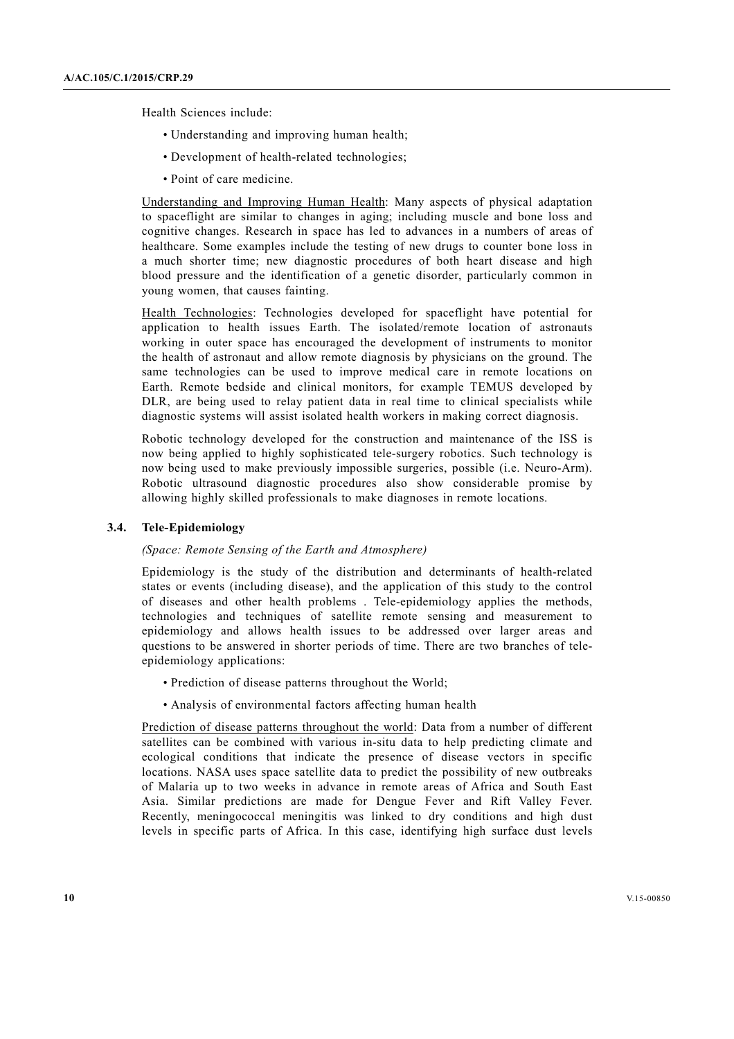Health Sciences include:

- Understanding and improving human health;
- Development of health-related technologies;
- Point of care medicine.

Understanding and Improving Human Health: Many aspects of physical adaptation to spaceflight are similar to changes in aging; including muscle and bone loss and cognitive changes. Research in space has led to advances in a numbers of areas of healthcare. Some examples include the testing of new drugs to counter bone loss in a much shorter time; new diagnostic procedures of both heart disease and high blood pressure and the identification of a genetic disorder, particularly common in young women, that causes fainting.

Health Technologies: Technologies developed for spaceflight have potential for application to health issues Earth. The isolated/remote location of astronauts working in outer space has encouraged the development of instruments to monitor the health of astronaut and allow remote diagnosis by physicians on the ground. The same technologies can be used to improve medical care in remote locations on Earth. Remote bedside and clinical monitors, for example TEMUS developed by DLR, are being used to relay patient data in real time to clinical specialists while diagnostic systems will assist isolated health workers in making correct diagnosis.

Robotic technology developed for the construction and maintenance of the ISS is now being applied to highly sophisticated tele-surgery robotics. Such technology is now being used to make previously impossible surgeries, possible (i.e. Neuro-Arm). Robotic ultrasound diagnostic procedures also show considerable promise by allowing highly skilled professionals to make diagnoses in remote locations.

### 3.4. Tele-Epidemiology

*(Space: Remote Sensing of the Earth and Atmosphere)*

Epidemiology is the study of the distribution and determinants of health-related states or events (including disease), and the application of this study to the control of diseases and other health problems . Tele-epidemiology applies the methods, technologies and techniques of satellite remote sensing and measurement to epidemiology and allows health issues to be addressed over larger areas and questions to be answered in shorter periods of time. There are two branches of tele-epidemiology applications:

- Prediction of disease patterns throughout the World;
- Analysis of environmental factors affecting human health

Prediction of disease patterns throughout the world: Data from a number of different satellites can be combined with various in-situ data to help predicting climate and ecological conditions that indicate the presence of disease vectors in specific locations. NASA uses space satellite data to predict the possibility of new outbreaks of Malaria up to two weeks in advance in remote areas of Africa and South East Asia. Similar predictions are made for Dengue Fever and Rift Valley Fever. Recently, meningococcal meningitis was linked to dry conditions and high dust levels in specific parts of Africa. In this case, identifying high surface dust levels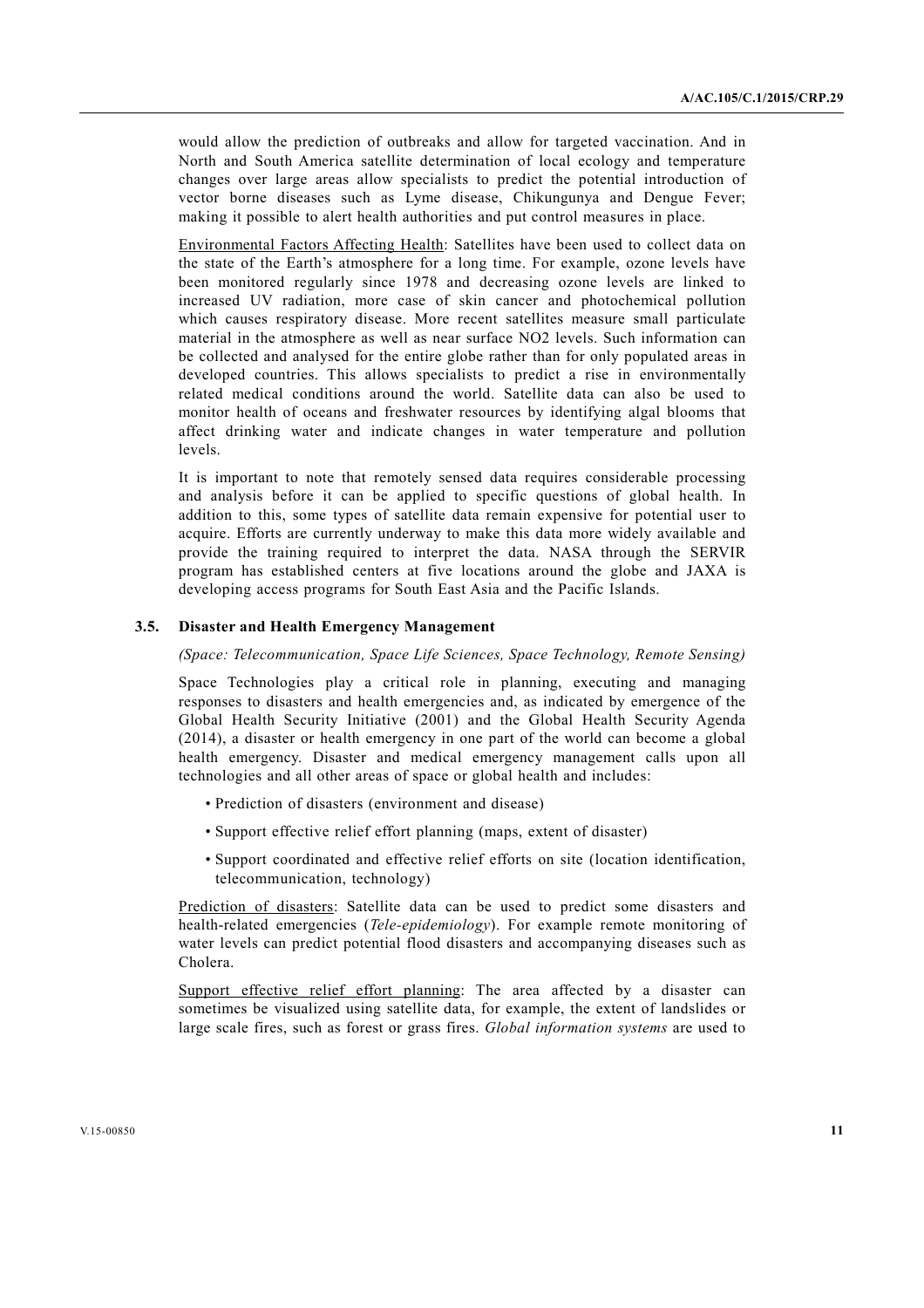would allow the prediction of outbreaks and allow for targeted vaccination. And in North and South America satellite determination of local ecology and temperature changes over large areas allow specialists to predict the potential introduction of vector borne diseases such as Lyme disease, Chikungunya and Dengue Fever; making it possible to alert health authorities and put control measures in place.

Environmental Factors Affecting Health: Satellites have been used to collect data on the state of the Earth's atmosphere for a long time. For example, ozone levels have been monitored regularly since 1978 and decreasing ozone levels are linked to increased UV radiation, more case of skin cancer and photochemical pollution which causes respiratory disease. More recent satellites measure small particulate material in the atmosphere as well as near surface $NO_2$ levels. Such information can be collected and analysed for the entire globe rather than for only populated areas in developed countries. This allows specialists to predict a rise in environmentally related medical conditions around the world. Satellite data can also be used to monitor health of oceans and freshwater resources by identifying algal blooms that affect drinking water and indicate changes in water temperature and pollution levels.

It is important to note that remotely sensed data requires considerable processing and analysis before it can be applied to specific questions of global health. In addition to this, some types of satellite data remain expensive for potential user to acquire. Efforts are currently underway to make this data more widely available and provide the training required to interpret the data. NASA through the SERVIR program has established centers at five locations around the globe and JAXA is developing access programs for South East Asia and the Pacific Islands.

### 3.5. Disaster and Health Emergency Management

*(Space: Telecommunication, Space Life Sciences, Space Technology, Remote Sensing)*

Space Technologies play a critical role in planning, executing and managing responses to disasters and health emergencies and, as indicated by emergence of the Global Health Security Initiative (2001) and the Global Health Security Agenda (2014), a disaster or health emergency in one part of the world can become a global health emergency. Disaster and medical emergency management calls upon all technologies and all other areas of space or global health and includes:

- Prediction of disasters (environment and disease)
- Support effective relief effort planning (maps, extent of disaster)
- Support coordinated and effective relief efforts on site (location identification, telecommunication, technology)

Prediction of disasters: Satellite data can be used to predict some disasters and health-related emergencies (*Tele-epidemiology*). For example remote monitoring of water levels can predict potential flood disasters and accompanying diseases such as Cholera.

Support effective relief effort planning: The area affected by a disaster can sometimes be visualized using satellite data, for example, the extent of landslides or large scale fires, such as forest or grass fires. *Global information systems* are used to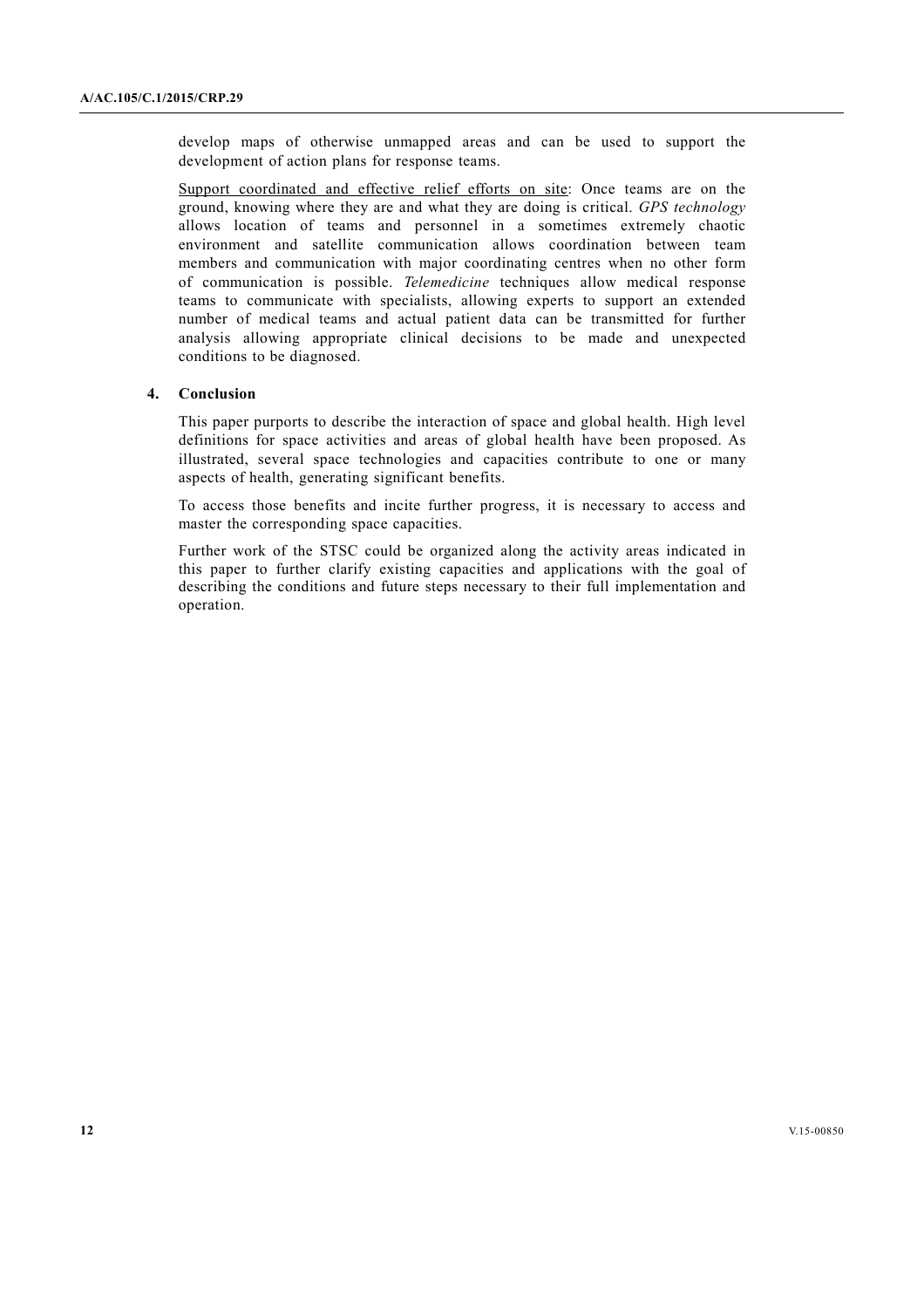develop maps of otherwise unmapped areas and can be used to support the development of action plans for response teams.

<u>Support coordinated and effective relief efforts on site</u>: Once teams are on the ground, knowing where they are and what they are doing is critical. *GPS technology* allows location of teams and personnel in a sometimes extremely chaotic environment and satellite communication allows coordination between team members and communication with major coordinating centres when no other form of communication is possible. *Telemedicine* techniques allow medical response teams to communicate with specialists, allowing experts to support an extended number of medical teams and actual patient data can be transmitted for further analysis allowing appropriate clinical decisions to be made and unexpected conditions to be diagnosed.

## 4. Conclusion

This paper purports to describe the interaction of space and global health. High level definitions for space activities and areas of global health have been proposed. As illustrated, several space technologies and capacities contribute to one or many aspects of health, generating significant benefits.

To access those benefits and incite further progress, it is necessary to access and master the corresponding space capacities.

Further work of the STSC could be organized along the activity areas indicated in this paper to further clarify existing capacities and applications with the goal of describing the conditions and future steps necessary to their full implementation and operation.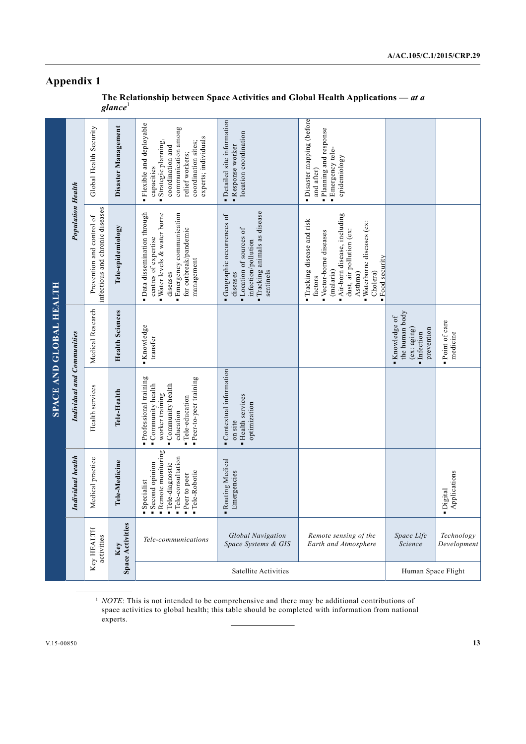# Appendix 1

**The Relationship between Space Activities and Global Health Applications — *at a glance*[1]**

| **SPACE AND GLOBAL HEALTH** | | | | | | |
|---|---|---|---|---|---|---|
| | | ***Individual health*** | ***Individual and Communities*** | | ***Population Health*** | |
| | Key HEALTH activities | Medical practice | Health services | Medical Research | Prevention and control of infectious and chronic diseases | Global Health Security |
| | **Key Space Activities** | **Tele-Medicine** | **Tele-Health** | **Health Sciences** | **Tele-epidemiology** | **Disaster Management** |
| Satellite Activities | *Tele-communications* | ▪ Specialist<br>▪ Second opinion<br>▪ Remote monitoring<br>▪ Tele-diagnostic<br>▪ Tele-consultation<br>▪ Peer to peer<br>▪ Tele-Robotic | ▪ Professional training<br>▪ Community health worker training<br>▪ Community health education<br>▪ Tele-education<br>▪ Peer-to-peer training | ▪ Knowledge transfer | ▪ Data dissemination through centres of expertise<br>▪ Water levels & water borne diseases<br>▪ Emergency communication for outbreak/pandemic management | ▪ Flexible and deployable capacities<br>▪ Strategic planning, coordination and communication among relief workers; coordination sites; experts; individuals |
| Satellite Activities | *Global Navigation Space Systems & GIS* | ▪ Routing Medical Emergencies | ▪ Contextual information on site<br>▪ Health services optimization | | ▪ Geographic occurrences of diseases<br>▪ Location of sources of infection/pollution<br>▪ Tracking animals as disease sentinels | ▪ Detailed site information<br>▪ Response worker location coordination |
| Satellite Activities | *Remote sensing of the Earth and Atmosphere* | | | | ▪ Tracking disease and risk factors<br>▪ Vector-borne diseases (malaria)<br>▪ Air-born disease, including dust, air pollution (ex: Asthma)<br>▪ Waterborne diseases (ex: Cholera)<br>▪ Food security | ▪ Disaster mapping (before and after)<br>▪ Planning and response<br>▪ Emergency tele-epidemiology |
| Human Space Flight | *Space Life Science* | | | ▪ Knowledge of the human body (ex: aging)<br>▪ Infection prevention | | |
| Human Space Flight | *Technology Development* | ▪ Digital Applications | | ▪ Point of care medicine | | |

[1] *NOTE*: This is not intended to be comprehensive and there may be additional contributions of space activities to global health; this table should be completed with information from national experts.